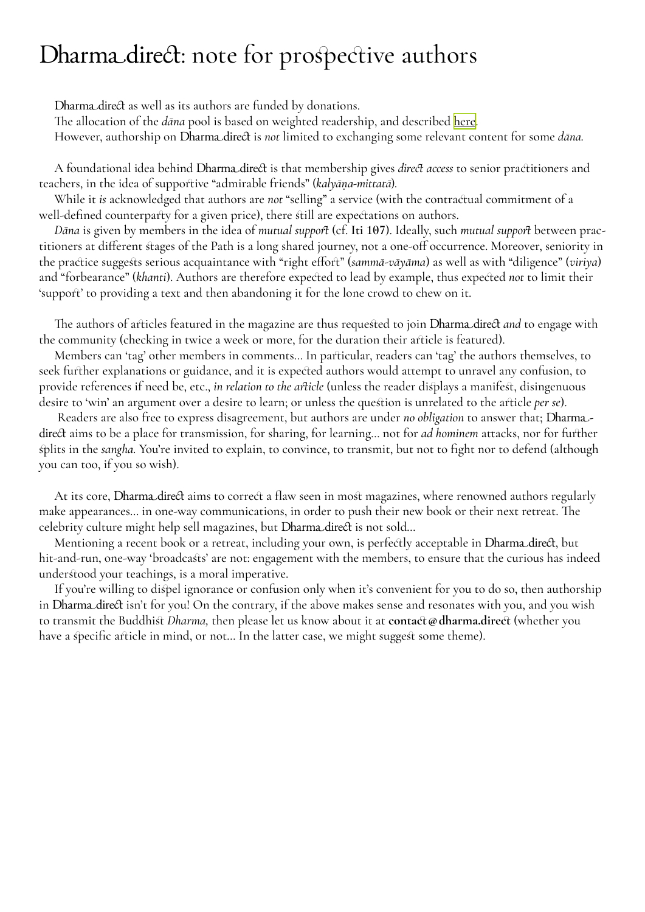# Dharma.direct: note for prospective authors

Dharma.direct as well as its authors are funded by donations.
The allocation of the *dāna* pool is based on weighted readership, and described [here].
However, authorship on Dharma.direct is *not* limited to exchanging some relevant content for some *dāna*.

A foundational idea behind Dharma.direct is that membership gives *direct access* to senior practitioners and teachers, in the idea of supportive "admirable friends" (*kalyāṇa-mittatā*).

While it *is* acknowledged that authors are *not* "selling" a service (with the contractual commitment of a well-defined counterparty for a given price), there still are expectations on authors.

*Dāna* is given by members in the idea of *mutual support* (cf. **Iti 107**). Ideally, such *mutual support* between practitioners at different stages of the Path is a long shared journey, not a one-off occurrence. Moreover, seniority in the practice suggests serious acquaintance with "right effort" (*sammā-vāyāma*) as well as with "diligence" (*viriya*) and "forbearance" (*khanti*). Authors are therefore expected to lead by example, thus expected *not* to limit their 'support' to providing a text and then abandoning it for the lone crowd to chew on it.

The authors of articles featured in the magazine are thus requested to join Dharma.direct *and* to engage with the community (checking in twice a week or more, for the duration their article is featured).

Members can 'tag' other members in comments… In particular, readers can 'tag' the authors themselves, to seek further explanations or guidance, and it is expected authors would attempt to unravel any confusion, to provide references if need be, etc., *in relation to the article* (unless the reader displays a manifest, disingenuous desire to 'win' an argument over a desire to learn; or unless the question is unrelated to the article *per se*).

Readers are also free to express disagreement, but authors are under *no obligation* to answer that; Dharma.direct aims to be a place for transmission, for sharing, for learning… not for *ad hominem* attacks, nor for further splits in the *sangha*. You're invited to explain, to convince, to transmit, but not to fight nor to defend (although you can too, if you so wish).

At its core, Dharma.direct aims to correct a flaw seen in most magazines, where renowned authors regularly make appearances… in one-way communications, in order to push their new book or their next retreat. The celebrity culture might help sell magazines, but Dharma.direct is not sold…

Mentioning a recent book or a retreat, including your own, is perfectly acceptable in Dharma.direct, but hit-and-run, one-way 'broadcasts' are not: engagement with the members, to ensure that the curious has indeed understood your teachings, is a moral imperative.

If you're willing to dispel ignorance or confusion only when it's convenient for you to do so, then authorship in Dharma.direct isn't for you! On the contrary, if the above makes sense and resonates with you, and you wish to transmit the Buddhist *Dharma,* then please let us know about it at **contact@dharma.direct** (whether you have a specific article in mind, or not… In the latter case, we might suggest some theme).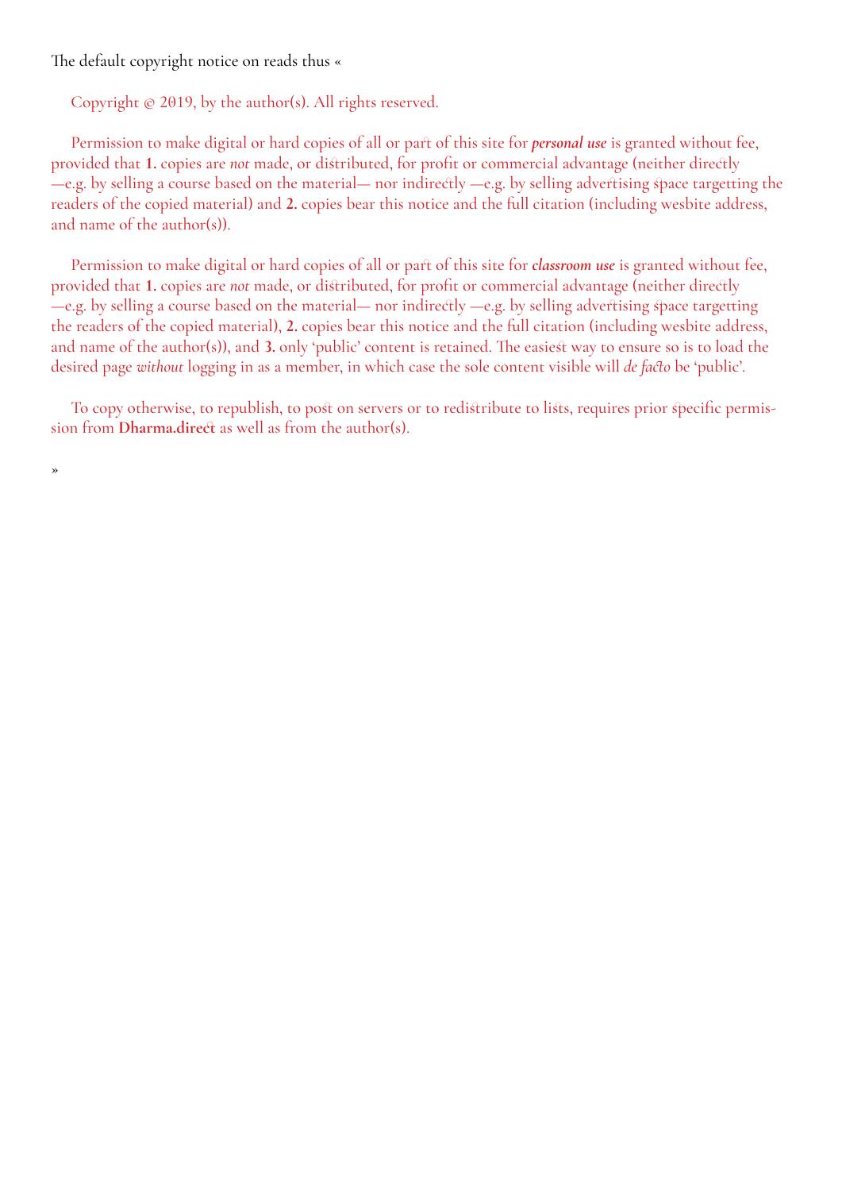The default copyright notice on reads thus «

Copyright © 2019, by the author(s). All rights reserved.

Permission to make digital or hard copies of all or part of this site for ***personal use*** is granted without fee, provided that **1.** copies are *not* made, or distributed, for profit or commercial advantage (neither directly —e.g. by selling a course based on the material— nor indirectly —e.g. by selling advertising space targetting the readers of the copied material) and **2.** copies bear this notice and the full citation (including wesbite address, and name of the author(s)).

Permission to make digital or hard copies of all or part of this site for ***classroom use*** is granted without fee, provided that **1.** copies are *not* made, or distributed, for profit or commercial advantage (neither directly —e.g. by selling a course based on the material— nor indirectly —e.g. by selling advertising space targetting the readers of the copied material), **2.** copies bear this notice and the full citation (including wesbite address, and name of the author(s)), and **3.** only 'public' content is retained. The easiest way to ensure so is to load the desired page *without* logging in as a member, in which case the sole content visible will *de facto* be 'public'.

To copy otherwise, to republish, to post on servers or to redistribute to lists, requires prior specific permission from **Dharma.direct** as well as from the author(s).

»